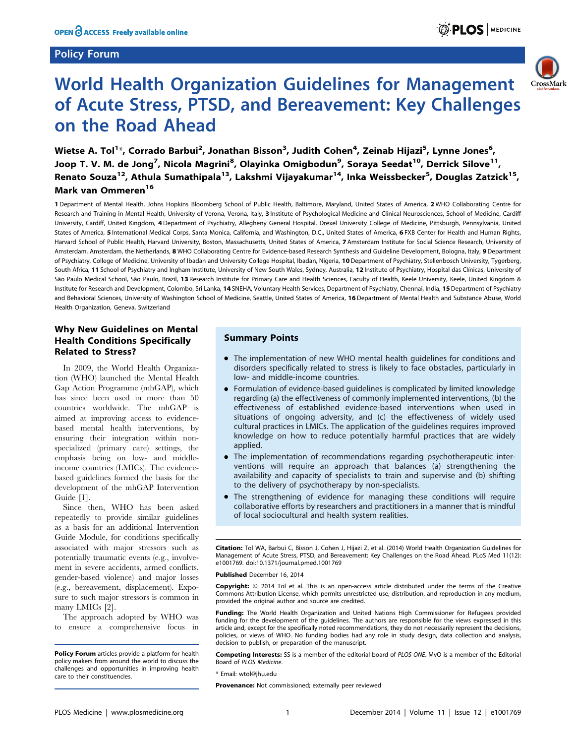# World Health Organization Guidelines for Management of Acute Stress, PTSD, and Bereavement: Key Challenges on the Road Ahead

**Wietse A. Tol[1]\*, Corrado Barbui[2], Jonathan Bisson[3], Judith Cohen[4], Zeinab Hijazi[5], Lynne Jones[6], Joop T. V. M. de Jong[7], Nicola Magrini[8], Olayinka Omigbodun[9], Soraya Seedat[10], Derrick Silove[11], Renato Souza[12], Athula Sumathipala[13], Lakshmi Vijayakumar[14], Inka Weissbecker[5], Douglas Zatzick[15], Mark van Ommeren[16]**

**1** Department of Mental Health, Johns Hopkins Bloomberg School of Public Health, Baltimore, Maryland, United States of America, **2** WHO Collaborating Centre for Research and Training in Mental Health, University of Verona, Verona, Italy, **3** Institute of Psychological Medicine and Clinical Neurosciences, School of Medicine, Cardiff University, Cardiff, United Kingdom, **4** Department of Psychiatry, Allegheny General Hospital, Drexel University College of Medicine, Pittsburgh, Pennsylvania, United States of America, **5** International Medical Corps, Santa Monica, California, and Washington, D.C., United States of America, **6** FXB Center for Health and Human Rights, Harvard School of Public Health, Harvard University, Boston, Massachusetts, United States of America, **7** Amsterdam Institute for Social Science Research, University of Amsterdam, Amsterdam, the Netherlands, **8** WHO Collaborating Centre for Evidence-based Research Synthesis and Guideline Development, Bologna, Italy, **9** Department of Psychiatry, College of Medicine, University of Ibadan and University College Hospital, Ibadan, Nigeria, **10** Department of Psychiatry, Stellenbosch University, Tygerberg, South Africa, **11** School of Psychiatry and Ingham Institute, University of New South Wales, Sydney, Australia, **12** Institute of Psychiatry, Hospital das Clínicas, University of São Paulo Medical School, São Paulo, Brazil, **13** Research Institute for Primary Care and Health Sciences, Faculty of Health, Keele University, Keele, United Kingdom & Institute for Research and Development, Colombo, Sri Lanka, **14** SNEHA, Voluntary Health Services, Department of Psychiatry, Chennai, India, **15** Department of Psychiatry and Behavioral Sciences, University of Washington School of Medicine, Seattle, United States of America, **16** Department of Mental Health and Substance Abuse, World Health Organization, Geneva, Switzerland

## Summary Points

- The implementation of new WHO mental health guidelines for conditions and disorders specifically related to stress is likely to face obstacles, particularly in low- and middle-income countries.
- Formulation of evidence-based guidelines is complicated by limited knowledge regarding (a) the effectiveness of commonly implemented interventions, (b) the effectiveness of established evidence-based interventions when used in situations of ongoing adversity, and (c) the effectiveness of widely used cultural practices in LMICs. The application of the guidelines requires improved knowledge on how to reduce potentially harmful practices that are widely applied.
- The implementation of recommendations regarding psychotherapeutic interventions will require an approach that balances (a) strengthening the availability and capacity of specialists to train and supervise and (b) shifting to the delivery of psychotherapy by non-specialists.
- The strengthening of evidence for managing these conditions will require collaborative efforts by researchers and practitioners in a manner that is mindful of local sociocultural and health system realities.

## Why New Guidelines on Mental Health Conditions Specifically Related to Stress?

In 2009, the World Health Organization (WHO) launched the Mental Health Gap Action Programme (mhGAP), which has since been used in more than 50 countries worldwide. The mhGAP is aimed at improving access to evidence-based mental health interventions, by ensuring their integration within non-specialized (primary care) settings, the emphasis being on low- and middle-income countries (LMICs). The evidence-based guidelines formed the basis for the development of the mhGAP Intervention Guide [1].

Since then, WHO has been asked repeatedly to provide similar guidelines as a basis for an additional Intervention Guide Module, for conditions specifically associated with major stressors such as potentially traumatic events (e.g., involvement in severe accidents, armed conflicts, gender-based violence) and major losses (e.g., bereavement, displacement). Exposure to such major stressors is common in many LMICs [2].

The approach adopted by WHO was to ensure a comprehensive focus in

**Policy Forum** articles provide a platform for health policy makers from around the world to discuss the challenges and opportunities in improving health care to their constituencies.

**Citation:** Tol WA, Barbui C, Bisson J, Cohen J, Hijazi Z, et al. (2014) World Health Organization Guidelines for Management of Acute Stress, PTSD, and Bereavement: Key Challenges on the Road Ahead. PLoS Med 11(12): e1001769. doi:10.1371/journal.pmed.1001769

**Published** December 16, 2014

**Copyright:** © 2014 Tol et al. This is an open-access article distributed under the terms of the Creative Commons Attribution License, which permits unrestricted use, distribution, and reproduction in any medium, provided the original author and source are credited.

**Funding:** The World Health Organization and United Nations High Commissioner for Refugees provided funding for the development of the guidelines. The authors are responsible for the views expressed in this article and, except for the specifically noted recommendations, they do not necessarily represent the decisions, policies, or views of WHO. No funding bodies had any role in study design, data collection and analysis, decision to publish, or preparation of the manuscript.

**Competing Interests:** SS is a member of the editorial board of *PLOS ONE*. MvO is a member of the Editorial Board of *PLOS Medicine*.

\* Email: wtol@jhu.edu

**Provenance:** Not commissioned; externally peer reviewed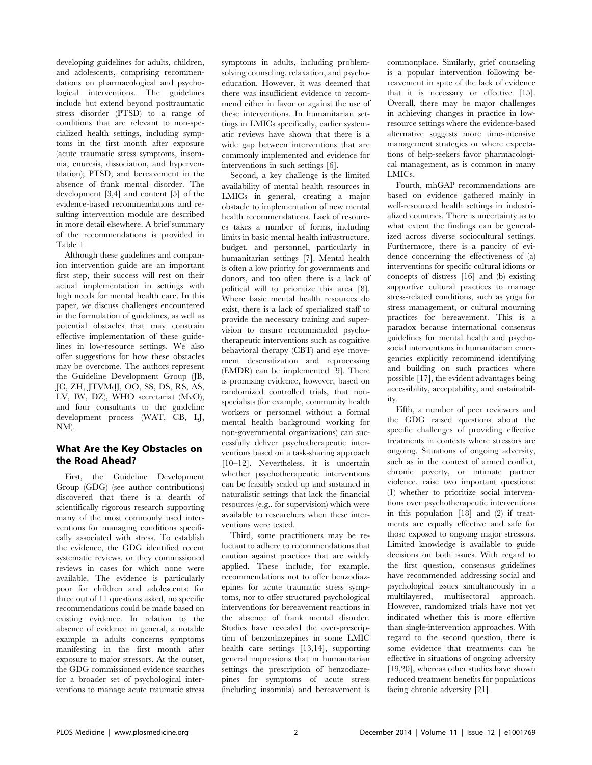developing guidelines for adults, children, and adolescents, comprising recommendations on pharmacological and psychological interventions. The guidelines include but extend beyond posttraumatic stress disorder (PTSD) to a range of conditions that are relevant to non-specialized health settings, including symptoms in the first month after exposure (acute traumatic stress symptoms, insomnia, enuresis, dissociation, and hyperventilation); PTSD; and bereavement in the absence of frank mental disorder. The development [3,4] and content [5] of the evidence-based recommendations and resulting intervention module are described in more detail elsewhere. A brief summary of the recommendations is provided in Table 1.

Although these guidelines and companion intervention guide are an important first step, their success will rest on their actual implementation in settings with high needs for mental health care. In this paper, we discuss challenges encountered in the formulation of guidelines, as well as potential obstacles that may constrain effective implementation of these guidelines in low-resource settings. We also offer suggestions for how these obstacles may be overcome. The authors represent the Guideline Development Group (JB, JC, ZH, JTVMdJ, OO, SS, DS, RS, AS, LV, IW, DZ), WHO secretariat (MvO), and four consultants to the guideline development process (WAT, CB, LJ, NM).

## What Are the Key Obstacles on the Road Ahead?

First, the Guideline Development Group (GDG) (see author contributions) discovered that there is a dearth of scientifically rigorous research supporting many of the most commonly used interventions for managing conditions specifically associated with stress. To establish the evidence, the GDG identified recent systematic reviews, or they commissioned reviews in cases for which none were available. The evidence is particularly poor for children and adolescents: for three out of 11 questions asked, no specific recommendations could be made based on existing evidence. In relation to the absence of evidence in general, a notable example in adults concerns symptoms manifesting in the first month after exposure to major stressors. At the outset, the GDG commissioned evidence searches for a broader set of psychological interventions to manage acute traumatic stress symptoms in adults, including problem-solving counseling, relaxation, and psychoeducation. However, it was deemed that there was insufficient evidence to recommend either in favor or against the use of these interventions. In humanitarian settings in LMICs specifically, earlier systematic reviews have shown that there is a wide gap between interventions that are commonly implemented and evidence for interventions in such settings [6].

Second, a key challenge is the limited availability of mental health resources in LMICs in general, creating a major obstacle to implementation of new mental health recommendations. Lack of resources takes a number of forms, including limits in basic mental health infrastructure, budget, and personnel, particularly in humanitarian settings [7]. Mental health is often a low priority for governments and donors, and too often there is a lack of political will to prioritize this area [8]. Where basic mental health resources do exist, there is a lack of specialized staff to provide the necessary training and supervision to ensure recommended psychotherapeutic interventions such as cognitive behavioral therapy (CBT) and eye movement desensitization and reprocessing (EMDR) can be implemented [9]. There is promising evidence, however, based on randomized controlled trials, that non-specialists (for example, community health workers or personnel without a formal mental health background working for non-governmental organizations) can successfully deliver psychotherapeutic interventions based on a task-sharing approach [10–12]. Nevertheless, it is uncertain whether psychotherapeutic interventions can be feasibly scaled up and sustained in naturalistic settings that lack the financial resources (e.g., for supervision) which were available to researchers when these interventions were tested.

Third, some practitioners may be reluctant to adhere to recommendations that caution against practices that are widely applied. These include, for example, recommendations not to offer benzodiazepines for acute traumatic stress symptoms, nor to offer structured psychological interventions for bereavement reactions in the absence of frank mental disorder. Studies have revealed the over-prescription of benzodiazepines in some LMIC health care settings [13,14], supporting general impressions that in humanitarian settings the prescription of benzodiazepines for symptoms of acute stress (including insomnia) and bereavement is commonplace. Similarly, grief counseling is a popular intervention following bereavement in spite of the lack of evidence that it is necessary or effective [15]. Overall, there may be major challenges in achieving changes in practice in low-resource settings where the evidence-based alternative suggests more time-intensive management strategies or where expectations of help-seekers favor pharmacological management, as is common in many LMICs.

Fourth, mhGAP recommendations are based on evidence gathered mainly in well-resourced health settings in industrialized countries. There is uncertainty as to what extent the findings can be generalized across diverse sociocultural settings. Furthermore, there is a paucity of evidence concerning the effectiveness of (a) interventions for specific cultural idioms or concepts of distress [16] and (b) existing supportive cultural practices to manage stress-related conditions, such as yoga for stress management, or cultural mourning practices for bereavement. This is a paradox because international consensus guidelines for mental health and psychosocial interventions in humanitarian emergencies explicitly recommend identifying and building on such practices where possible [17], the evident advantages being accessibility, acceptability, and sustainability.

Fifth, a number of peer reviewers and the GDG raised questions about the specific challenges of providing effective treatments in contexts where stressors are ongoing. Situations of ongoing adversity, such as in the context of armed conflict, chronic poverty, or intimate partner violence, raise two important questions: (1) whether to prioritize social interventions over psychotherapeutic interventions in this population [18] and (2) if treatments are equally effective and safe for those exposed to ongoing major stressors. Limited knowledge is available to guide decisions on both issues. With regard to the first question, consensus guidelines have recommended addressing social and psychological issues simultaneously in a multilayered, multisectoral approach. However, randomized trials have not yet indicated whether this is more effective than single-intervention approaches. With regard to the second question, there is some evidence that treatments can be effective in situations of ongoing adversity [19,20], whereas other studies have shown reduced treatment benefits for populations facing chronic adversity [21].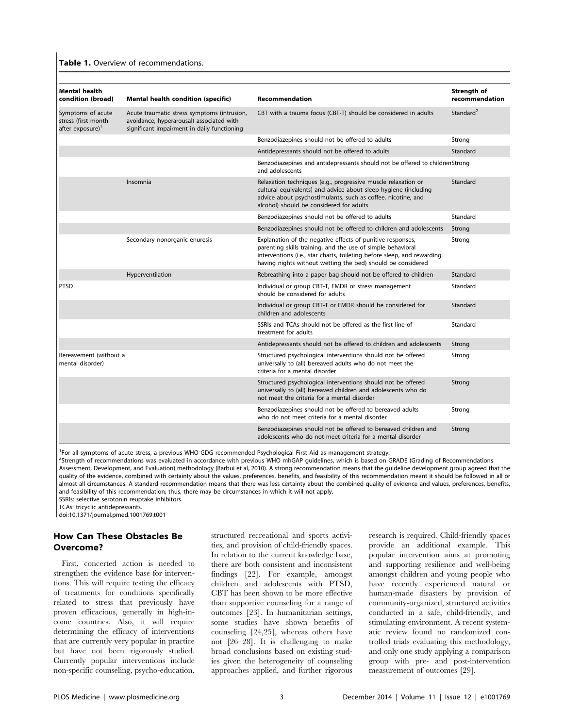**Table 1.** Overview of recommendations.

| Mental health condition (broad) | Mental health condition (specific) | Recommendation | Strength of recommendation |
|---|---|---|---|
| Symptoms of acute stress (first month after exposure)[1] | Acute traumatic stress symptoms (intrusion, avoidance, hyperarousal) associated with significant impairment in daily functioning | CBT with a trauma focus (CBT-T) should be considered in adults | Standard[2] |
| | | Benzodiazepines should not be offered to adults | Strong |
| | | Antidepressants should not be offered to adults | Standard |
| | | Benzodiazepines and antidepressants should not be offered to children and adolescents | Strong |
| | Insomnia | Relaxation techniques (e.g., progressive muscle relaxation or cultural equivalents) and advice about sleep hygiene (including advice about psychostimulants, such as coffee, nicotine, and alcohol) should be considered for adults | Standard |
| | | Benzodiazepines should not be offered to adults | Standard |
| | | Benzodiazepines should not be offered to children and adolescents | Strong |
| | Secondary nonorganic enuresis | Explanation of the negative effects of punitive responses, parenting skills training, and the use of simple behavioral interventions (i.e., star charts, toileting before sleep, and rewarding having nights without wetting the bed) should be considered | Strong |
| | Hyperventilation | Rebreathing into a paper bag should not be offered to children | Standard |
| PTSD | | Individual or group CBT-T, EMDR or stress management should be considered for adults | Standard |
| | | Individual or group CBT-T or EMDR should be considered for children and adolescents | Standard |
| | | SSRIs and TCAs should not be offered as the first line of treatment for adults | Standard |
| | | Antidepressants should not be offered to children and adolescents | Strong |
| Bereavement (without a mental disorder) | | Structured psychological interventions should not be offered universally to (all) bereaved adults who do not meet the criteria for a mental disorder | Strong |
| | | Structured psychological interventions should not be offered universally to (all) bereaved children and adolescents who do not meet the criteria for a mental disorder | Strong |
| | | Benzodiazepines should not be offered to bereaved adults who do not meet criteria for a mental disorder | Strong |
| | | Benzodiazepines should not be offered to bereaved children and adolescents who do not meet criteria for a mental disorder | Strong |

[1]For all symptoms of acute stress, a previous WHO GDG recommended Psychological First Aid as management strategy.
[2]Strength of recommendations was evaluated in accordance with previous WHO mhGAP guidelines, which is based on GRADE (Grading of Recommendations Assessment, Development, and Evaluation) methodology (Barbui et al, 2010). A strong recommendation means that the guideline development group agreed that the quality of the evidence, combined with certainty about the values, preferences, benefits, and feasibility of this recommendation meant it should be followed in all or almost all circumstances. A standard recommendation means that there was less certainty about the combined quality of evidence and values, preferences, benefits, and feasibility of this recommendation; thus, there may be circumstances in which it will not apply.
SSRIs: selective serotonin reuptake inhibitors.
TCAs: tricyclic antidepressants.
doi:10.1371/journal.pmed.1001769.t001

## How Can These Obstacles Be Overcome?

First, concerted action is needed to strengthen the evidence base for interventions. This will require testing the efficacy of treatments for conditions specifically related to stress that previously have proven efficacious, generally in high-income countries. Also, it will require determining the efficacy of interventions that are currently very popular in practice but have not been rigorously studied. Currently popular interventions include non-specific counseling, psycho-education, structured recreational and sports activities, and provision of child-friendly spaces. In relation to the current knowledge base, there are both consistent and inconsistent findings [22]. For example, amongst children and adolescents with PTSD, CBT has been shown to be more effective than supportive counseling for a range of outcomes [23]. In humanitarian settings, some studies have shown benefits of counseling [24,25], whereas others have not [26–28]. It is challenging to make broad conclusions based on existing studies given the heterogeneity of counseling approaches applied, and further rigorous research is required. Child-friendly spaces provide an additional example. This popular intervention aims at promoting and supporting resilience and well-being amongst children and young people who have recently experienced natural or human-made disasters by provision of community-organized, structured activities conducted in a safe, child-friendly, and stimulating environment. A recent systematic review found no randomized controlled trials evaluating this methodology, and only one study applying a comparison group with pre- and post-intervention measurement of outcomes [29].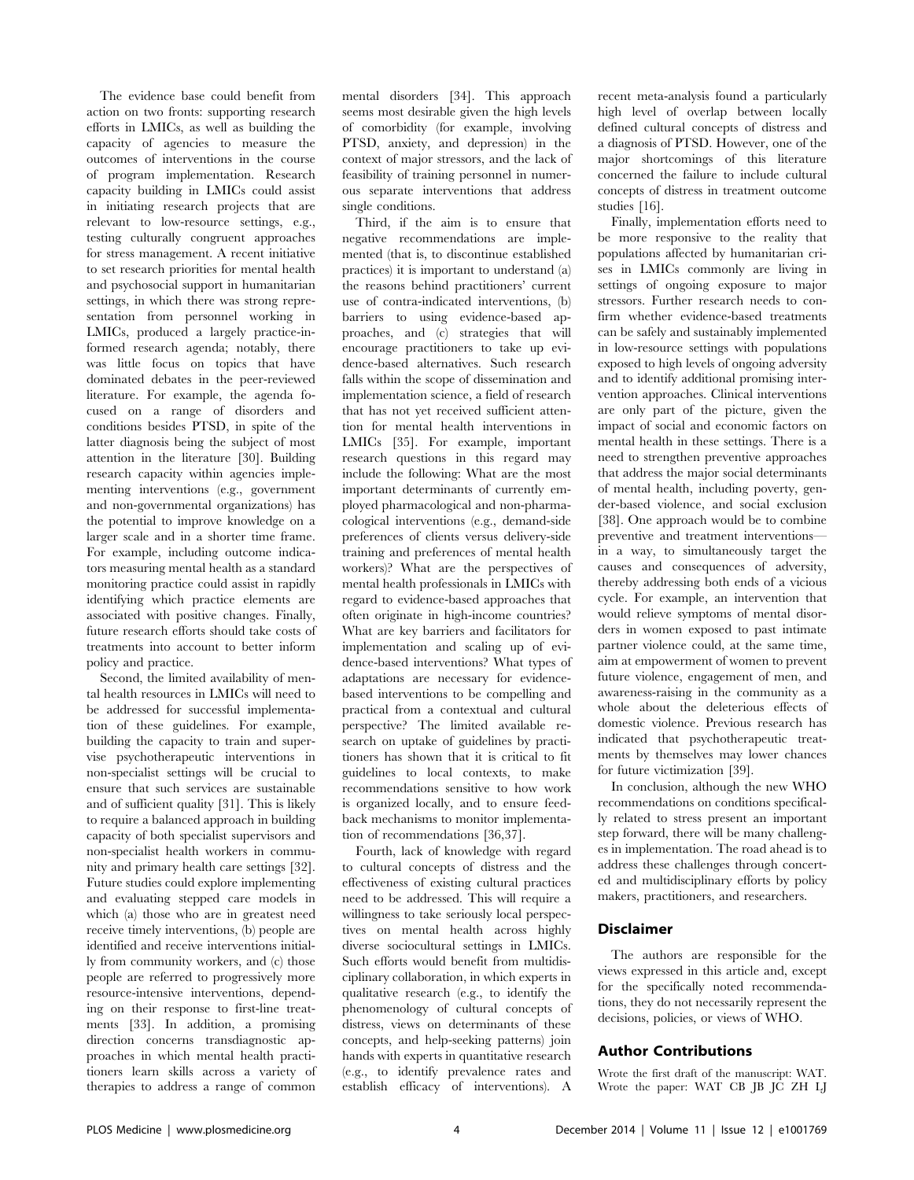The evidence base could benefit from action on two fronts: supporting research efforts in LMICs, as well as building the capacity of agencies to measure the outcomes of interventions in the course of program implementation. Research capacity building in LMICs could assist in initiating research projects that are relevant to low-resource settings, e.g., testing culturally congruent approaches for stress management. A recent initiative to set research priorities for mental health and psychosocial support in humanitarian settings, in which there was strong representation from personnel working in LMICs, produced a largely practice-informed research agenda; notably, there was little focus on topics that have dominated debates in the peer-reviewed literature. For example, the agenda focused on a range of disorders and conditions besides PTSD, in spite of the latter diagnosis being the subject of most attention in the literature [30]. Building research capacity within agencies implementing interventions (e.g., government and non-governmental organizations) has the potential to improve knowledge on a larger scale and in a shorter time frame. For example, including outcome indicators measuring mental health as a standard monitoring practice could assist in rapidly identifying which practice elements are associated with positive changes. Finally, future research efforts should take costs of treatments into account to better inform policy and practice.

Second, the limited availability of mental health resources in LMICs will need to be addressed for successful implementation of these guidelines. For example, building the capacity to train and supervise psychotherapeutic interventions in non-specialist settings will be crucial to ensure that such services are sustainable and of sufficient quality [31]. This is likely to require a balanced approach in building capacity of both specialist supervisors and non-specialist health workers in community and primary health care settings [32]. Future studies could explore implementing and evaluating stepped care models in which (a) those who are in greatest need receive timely interventions, (b) people are identified and receive interventions initially from community workers, and (c) those people are referred to progressively more resource-intensive interventions, depending on their response to first-line treatments [33]. In addition, a promising direction concerns transdiagnostic approaches in which mental health practitioners learn skills across a variety of therapies to address a range of common mental disorders [34]. This approach seems most desirable given the high levels of comorbidity (for example, involving PTSD, anxiety, and depression) in the context of major stressors, and the lack of feasibility of training personnel in numerous separate interventions that address single conditions.

Third, if the aim is to ensure that negative recommendations are implemented (that is, to discontinue established practices) it is important to understand (a) the reasons behind practitioners' current use of contra-indicated interventions, (b) barriers to using evidence-based approaches, and (c) strategies that will encourage practitioners to take up evidence-based alternatives. Such research falls within the scope of dissemination and implementation science, a field of research that has not yet received sufficient attention for mental health interventions in LMICs [35]. For example, important research questions in this regard may include the following: What are the most important determinants of currently employed pharmacological and non-pharmacological interventions (e.g., demand-side preferences of clients versus delivery-side training and preferences of mental health workers)? What are the perspectives of mental health professionals in LMICs with regard to evidence-based approaches that often originate in high-income countries? What are key barriers and facilitators for implementation and scaling up of evidence-based interventions? What types of adaptations are necessary for evidence-based interventions to be compelling and practical from a contextual and cultural perspective? The limited available research on uptake of guidelines by practitioners has shown that it is critical to fit guidelines to local contexts, to make recommendations sensitive to how work is organized locally, and to ensure feedback mechanisms to monitor implementation of recommendations [36,37].

Fourth, lack of knowledge with regard to cultural concepts of distress and the effectiveness of existing cultural practices need to be addressed. This will require a willingness to take seriously local perspectives on mental health across highly diverse sociocultural settings in LMICs. Such efforts would benefit from multidisciplinary collaboration, in which experts in qualitative research (e.g., to identify the phenomenology of cultural concepts of distress, views on determinants of these concepts, and help-seeking patterns) join hands with experts in quantitative research (e.g., to identify prevalence rates and establish efficacy of interventions). A recent meta-analysis found a particularly high level of overlap between locally defined cultural concepts of distress and a diagnosis of PTSD. However, one of the major shortcomings of this literature concerned the failure to include cultural concepts of distress in treatment outcome studies [16].

Finally, implementation efforts need to be more responsive to the reality that populations affected by humanitarian crises in LMICs commonly are living in settings of ongoing exposure to major stressors. Further research needs to confirm whether evidence-based treatments can be safely and sustainably implemented in low-resource settings with populations exposed to high levels of ongoing adversity and to identify additional promising intervention approaches. Clinical interventions are only part of the picture, given the impact of social and economic factors on mental health in these settings. There is a need to strengthen preventive approaches that address the major social determinants of mental health, including poverty, gender-based violence, and social exclusion [38]. One approach would be to combine preventive and treatment interventions—in a way, to simultaneously target the causes and consequences of adversity, thereby addressing both ends of a vicious cycle. For example, an intervention that would relieve symptoms of mental disorders in women exposed to past intimate partner violence could, at the same time, aim at empowerment of women to prevent future violence, engagement of men, and awareness-raising in the community as a whole about the deleterious effects of domestic violence. Previous research has indicated that psychotherapeutic treatments by themselves may lower chances for future victimization [39].

In conclusion, although the new WHO recommendations on conditions specifically related to stress present an important step forward, there will be many challenges in implementation. The road ahead is to address these challenges through concerted and multidisciplinary efforts by policy makers, practitioners, and researchers.

## Disclaimer

The authors are responsible for the views expressed in this article and, except for the specifically noted recommendations, they do not necessarily represent the decisions, policies, or views of WHO.

## Author Contributions

Wrote the first draft of the manuscript: WAT. Wrote the paper: WAT CB JB JC ZH LJ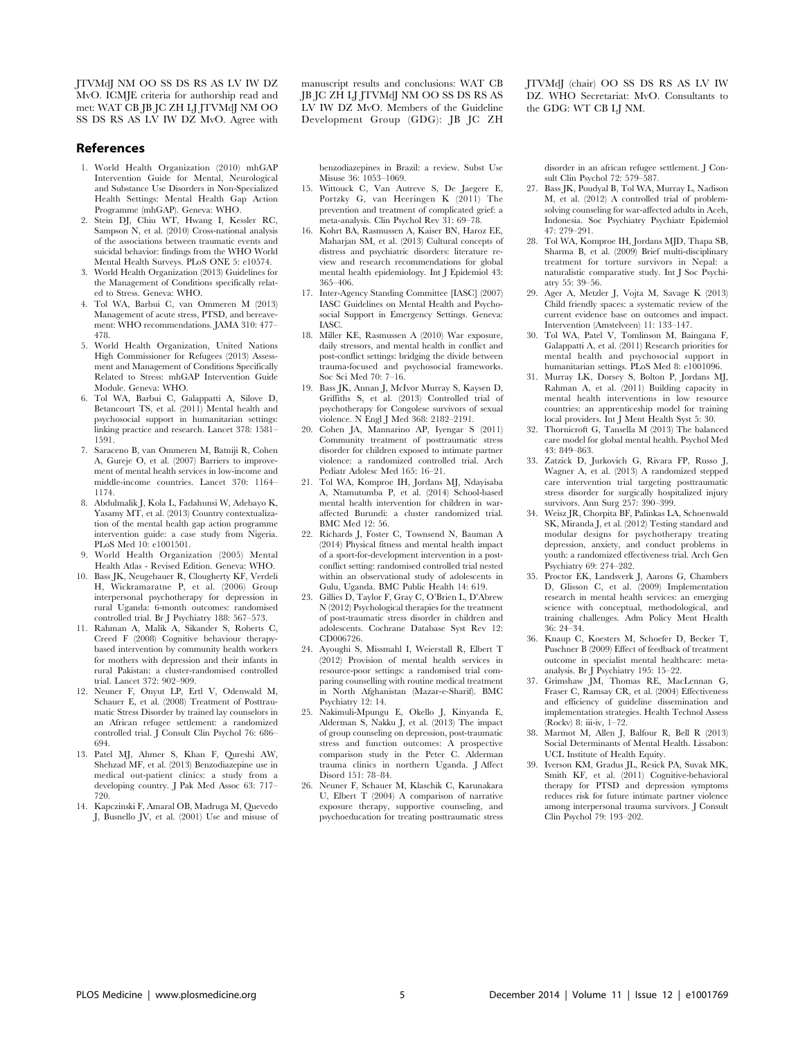JTVMdJ NM OO SS DS RS AS LV IW DZ MvO. ICMJE criteria for authorship read and met: WAT CB JB JC ZH LJ JTVMdJ NM OO SS DS RS AS LV IW DZ MvO. Agree with manuscript results and conclusions: WAT CB JB JC ZH LJ JTVMdJ NM OO SS DS RS AS LV IW DZ MvO. Members of the Guideline Development Group (GDG): JB JC ZH JTVMdJ (chair) OO SS DS RS AS LV IW DZ. WHO Secretariat: MvO. Consultants to the GDG: WT CB LJ NM.

## References

1. World Health Organization (2010) mhGAP Intervention Guide for Mental, Neurological and Substance Use Disorders in Non-Specialized Health Settings: Mental Health Gap Action Programme (mhGAP). Geneva: WHO.
2. Stein DJ, Chiu WT, Hwang I, Kessler RC, Sampson N, et al. (2010) Cross-national analysis of the associations between traumatic events and suicidal behavior: findings from the WHO World Mental Health Surveys. PLoS ONE 5: e10574.
3. World Health Organization (2013) Guidelines for the Management of Conditions specifically related to Stress. Geneva: WHO.
4. Tol WA, Barbui C, van Ommeren M (2013) Management of acute stress, PTSD, and bereavement: WHO recommendations. JAMA 310: 477–478.
5. World Health Organization, United Nations High Commissioner for Refugees (2013) Assessment and Management of Conditions Specifically Related to Stress: mhGAP Intervention Guide Module. Geneva: WHO.
6. Tol WA, Barbui C, Galappatti A, Silove D, Betancourt TS, et al. (2011) Mental health and psychosocial support in humanitarian settings: linking practice and research. Lancet 378: 1581–1591.
7. Saraceno B, van Ommeren M, Batniji R, Cohen A, Gureje O, et al. (2007) Barriers to improvement of mental health services in low-income and middle-income countries. Lancet 370: 1164–1174.
8. Abdulmalik J, Kola L, Fadahunsi W, Adebayo K, Yasamy MT, et al. (2013) Country contextualization of the mental health gap action programme intervention guide: a case study from Nigeria. PLoS Med 10: e1001501.
9. World Health Organization (2005) Mental Health Atlas - Revised Edition. Geneva: WHO.
10. Bass JK, Neugebauer R, Clougherty KF, Verdeli H, Wickramaratne P, et al. (2006) Group interpersonal psychotherapy for depression in rural Uganda: 6-month outcomes: randomised controlled trial. Br J Psychiatry 188: 567–573.
11. Rahman A, Malik A, Sikander S, Roberts C, Creed F (2008) Cognitive behaviour therapy-based intervention by community health workers for mothers with depression and their infants in rural Pakistan: a cluster-randomised controlled trial. Lancet 372: 902–909.
12. Neuner F, Onyut LP, Ertl V, Odenwald M, Schauer E, et al. (2008) Treatment of Posttraumatic Stress Disorder by trained lay counselors in an African refugee settlement: a randomized controlled trial. J Consult Clin Psychol 76: 686–694.
13. Patel MJ, Ahmer S, Khan F, Qureshi AW, Shehzad MF, et al. (2013) Benzodiazepine use in medical out-patient clinics: a study from a developing country. J Pak Med Assoc 63: 717–720.
14. Kapczinski F, Amaral OB, Madruga M, Quevedo J, Busnello JV, et al. (2001) Use and misuse of benzodiazepines in Brazil: a review. Subst Use Misuse 36: 1053–1069.
15. Wittouck C, Van Autreve S, De Jaegere E, Portzky G, van Heeringen K (2011) The prevention and treatment of complicated grief: a meta-analysis. Clin Psychol Rev 31: 69–78.
16. Kohrt BA, Rasmussen A, Kaiser BN, Haroz EE, Maharjan SM, et al. (2013) Cultural concepts of distress and psychiatric disorders: literature review and research recommendations for global mental health epidemiology. Int J Epidemiol 43: 365–406.
17. Inter-Agency Standing Committee [IASC] (2007) IASC Guidelines on Mental Health and Psychosocial Support in Emergency Settings. Geneva: IASC.
18. Miller KE, Rasmussen A (2010) War exposure, daily stressors, and mental health in conflict and post-conflict settings: bridging the divide between trauma-focused and psychosocial frameworks. Soc Sci Med 70: 7–16.
19. Bass JK, Annan J, McIvor Murray S, Kaysen D, Griffiths S, et al. (2013) Controlled trial of psychotherapy for Congolese survivors of sexual violence. N Engl J Med 368: 2182–2191.
20. Cohen JA, Mannarino AP, Iyengar S (2011) Community treatment of posttraumatic stress disorder for children exposed to intimate partner violence: a randomized controlled trial. Arch Pediatr Adolesc Med 165: 16–21.
21. Tol WA, Komproe IH, Jordans MJ, Ndayisaba A, Ntamutumba P, et al. (2014) School-based mental health intervention for children in war-affected Burundi: a cluster randomized trial. BMC Med 12: 56.
22. Richards J, Foster C, Townsend N, Bauman A (2014) Physical fitness and mental health impact of a sport-for-development intervention in a post-conflict setting: randomised controlled trial nested within an observational study of adolescents in Gulu, Uganda. BMC Public Health 14: 619.
23. Gillies D, Taylor F, Gray C, O'Brien L, D'Abrew N (2012) Psychological therapies for the treatment of post-traumatic stress disorder in children and adolescents. Cochrane Database Syst Rev 12: CD006726.
24. Ayoughi S, Missmahl I, Weierstall R, Elbert T (2012) Provision of mental health services in resource-poor settings: a randomised trial comparing counselling with routine medical treatment in North Afghanistan (Mazar-e-Sharif). BMC Psychiatry 12: 14.
25. Nakimuli-Mpungu E, Okello J, Kinyanda E, Alderman S, Nakku J, et al. (2013) The impact of group counseling on depression, post-traumatic stress and function outcomes: A prospective comparison study in the Peter C. Alderman trauma clinics in northern Uganda. J Affect Disord 151: 78–84.
26. Neuner F, Schauer M, Klaschik C, Karunakara U, Elbert T (2004) A comparison of narrative exposure therapy, supportive counseling, and psychoeducation for treating posttraumatic stress disorder in an african refugee settlement. J Consult Clin Psychol 72: 579–587.
27. Bass JK, Poudyal B, Tol WA, Murray L, Nadison M, et al. (2012) A controlled trial of problem-solving counseling for war-affected adults in Aceh, Indonesia. Soc Psychiatry Psychiatr Epidemiol 47: 279–291.
28. Tol WA, Komproe IH, Jordans MJD, Thapa SB, Sharma B, et al. (2009) Brief multi-disciplinary treatment for torture survivors in Nepal: a naturalistic comparative study. Int J Soc Psychiatry 55: 39–56.
29. Ager A, Metzler J, Vojta M, Savage K (2013) Child friendly spaces: a systematic review of the current evidence base on outcomes and impact. Intervention (Amstelveen) 11: 133–147.
30. Tol WA, Patel V, Tomlinson M, Baingana F, Galappatti A, et al. (2011) Research priorities for mental health and psychosocial support in humanitarian settings. PLoS Med 8: e1001096.
31. Murray LK, Dorsey S, Bolton P, Jordans MJ, Rahman A, et al. (2011) Building capacity in mental health interventions in low resource countries: an apprenticeship model for training local providers. Int J Ment Health Syst 5: 30.
32. Thornicroft G, Tansella M (2013) The balanced care model for global mental health. Psychol Med 43: 849–863.
33. Zatzick D, Jurkovich G, Rivara FP, Russo J, Wagner A, et al. (2013) A randomized stepped care intervention trial targeting posttraumatic stress disorder for surgically hospitalized injury survivors. Ann Surg 257: 390–399.
34. Weisz JR, Chorpita BF, Palinkas LA, Schoenwald SK, Miranda J, et al. (2012) Testing standard and modular designs for psychotherapy treating depression, anxiety, and conduct problems in youth: a randomized effectiveness trial. Arch Gen Psychiatry 69: 274–282.
35. Proctor EK, Landsverk J, Aarons G, Chambers D, Glisson C, et al. (2009) Implementation research in mental health services: an emerging science with conceptual, methodological, and training challenges. Adm Policy Ment Health 36: 24–34.
36. Knaup C, Koesters M, Schoefer D, Becker T, Puschner B (2009) Effect of feedback of treatment outcome in specialist mental healthcare: meta-analysis. Br J Psychiatry 195: 15–22.
37. Grimshaw JM, Thomas RE, MacLennan G, Fraser C, Ramsay CR, et al. (2004) Effectiveness and efficiency of guideline dissemination and implementation strategies. Health Technol Assess (Rockv) 8: iii-iv, 1–72.
38. Marmot M, Allen J, Balfour R, Bell R (2013) Social Determinants of Mental Health. Lissabon: UCL Institute of Health Equity.
39. Iverson KM, Gradus JL, Resick PA, Suvak MK, Smith KF, et al. (2011) Cognitive-behavioral therapy for PTSD and depression symptoms reduces risk for future intimate partner violence among interpersonal trauma survivors. J Consult Clin Psychol 79: 193–202.